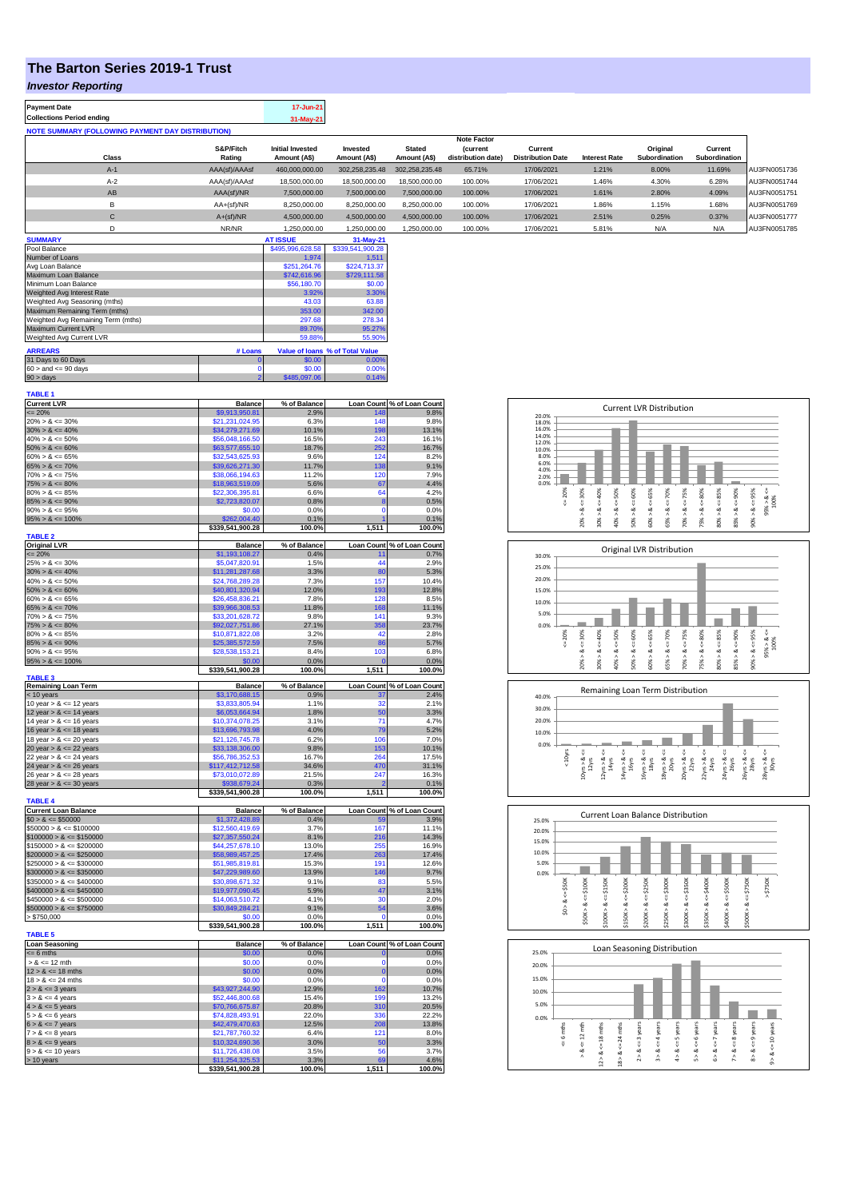# The Barton Series 2019-1 Trust

## *Investor Reporting*

| | |
|---|---|
| **Payment Date** | 17-Jun-21 |
| **Collections Period ending** | 31-May-21 |

**NOTE SUMMARY (FOLLOWING PAYMENT DAY DISTRIBUTION)**

| Class | S&P/Fitch Rating | Initial Invested Amount (A$) | Invested Amount (A$) | Stated Amount (A$) | Note Factor (current distribution date) | Current Distribution Date | Interest Rate | Original Subordination | Current Subordination | |
|---|---|---|---|---|---|---|---|---|---|---|
| A-1 | AAA(sf)/AAAsf | 460,000,000.00 | 302,258,235.48 | 302,258,235.48 | 65.71% | 17/06/2021 | 1.21% | 8.00% | 11.69% | AU3FN0051736 |
| A-2 | AAA(sf)/AAAsf | 18,500,000.00 | 18,500,000.00 | 18,500,000.00 | 100.00% | 17/06/2021 | 1.46% | 4.30% | 6.28% | AU3FN0051744 |
| AB | AAA(sf)/NR | 7,500,000.00 | 7,500,000.00 | 7,500,000.00 | 100.00% | 17/06/2021 | 1.61% | 2.80% | 4.09% | AU3FN0051751 |
| B | AA+(sf)/NR | 8,250,000.00 | 8,250,000.00 | 8,250,000.00 | 100.00% | 17/06/2021 | 1.86% | 1.15% | 1.68% | AU3FN0051769 |
| C | A+(sf)/NR | 4,500,000.00 | 4,500,000.00 | 4,500,000.00 | 100.00% | 17/06/2021 | 2.51% | 0.25% | 0.37% | AU3FN0051777 |
| D | NR/NR | 1,250,000.00 | 1,250,000.00 | 1,250,000.00 | 100.00% | 17/06/2021 | 5.81% | N/A | N/A | AU3FN0051785 |

| SUMMARY | AT ISSUE | 31-May-21 |
|---|---|---|
| Pool Balance | $495,996,628.58 | $339,541,900.28 |
| Number of Loans | 1,974 | 1,511 |
| Avg Loan Balance | $251,264.76 | $224,713.37 |
| Maximum Loan Balance | $742,616.96 | $729,111.58 |
| Minimum Loan Balance | $56,180.70 | $0.00 |
| Weighted Avg Interest Rate | 3.92% | 3.30% |
| Weighted Avg Seasoning (mths) | 43.03 | 63.88 |
| Maximum Remaining Term (mths) | 353.00 | 342.00 |
| Weighted Avg Remaining Term (mths) | 297.68 | 278.34 |
| Maximum Current LVR | 89.70% | 95.27% |
| Weighted Avg Current LVR | 59.88% | 55.90% |

| ARREARS | # Loans | Value of loans | % of Total Value |
|---|---|---|---|
| 31 Days to 60 Days | 0 | $0.00 | 0.00% |
| 60 > and <= 90 days | 0 | $0.00 | 0.00% |
| 90 > days | 2 | $485,097.06 | 0.14% |

**TABLE 1**

| Current LVR | Balance | % of Balance | Loan Count | % of Loan Count |
|---|---|---|---|---|
| <= 20% | $9,913,950.81 | 2.9% | 148 | 9.8% |
| 20% > & <= 30% | $21,231,024.95 | 6.3% | 148 | 9.8% |
| 30% > & <= 40% | $34,279,271.69 | 10.1% | 198 | 13.1% |
| 40% > & <= 50% | $56,048,166.50 | 16.5% | 243 | 16.1% |
| 50% > & <= 60% | $63,577,655.10 | 18.7% | 252 | 16.7% |
| 60% > & <= 65% | $32,543,625.93 | 9.6% | 124 | 8.2% |
| 65% > & <= 70% | $39,626,271.30 | 11.7% | 138 | 9.1% |
| 70% > & <= 75% | $38,066,194.63 | 11.2% | 120 | 7.9% |
| 75% > & <= 80% | $18,963,519.09 | 5.6% | 67 | 4.4% |
| 80% > & <= 85% | $22,306,395.81 | 6.6% | 64 | 4.2% |
| 85% > & <= 90% | $2,723,820.07 | 0.8% | 8 | 0.5% |
| 90% > & <= 95% | $0.00 | 0.0% | 0 | 0.0% |
| 95% > & <= 100% | $262,004.40 | 0.1% | 1 | 0.1% |
| | $339,541,900.28 | 100.0% | 1,511 | 100.0% |

**TABLE 2**

| Original LVR | Balance | % of Balance | Loan Count | % of Loan Count |
|---|---|---|---|---|
| <= 20% | $1,193,108.27 | 0.4% | 11 | 0.7% |
| 25% > & <= 30% | $5,047,820.91 | 1.5% | 44 | 2.9% |
| 30% > & <= 40% | $11,281,287.68 | 3.3% | 80 | 5.3% |
| 40% > & <= 50% | $24,768,289.28 | 7.3% | 157 | 10.4% |
| 50% > & <= 60% | $40,801,320.94 | 12.0% | 193 | 12.8% |
| 60% > & <= 65% | $26,458,836.21 | 7.8% | 128 | 8.5% |
| 65% > & <= 70% | $39,966,308.53 | 11.8% | 168 | 11.1% |
| 70% > & <= 75% | $33,201,628.72 | 9.8% | 141 | 9.3% |
| 75% > & <= 80% | $92,027,751.86 | 27.1% | 358 | 23.7% |
| 80% > & <= 85% | $10,871,822.08 | 3.2% | 42 | 2.8% |
| 85% > & <= 90% | $25,385,572.59 | 7.5% | 86 | 5.7% |
| 90% > & <= 95% | $28,538,153.21 | 8.4% | 103 | 6.8% |
| 95% > & <= 100% | $0.00 | 0.0% | 0 | 0.0% |
| | $339,541,900.28 | 100.0% | 1,511 | 100.0% |

**TABLE 3**

| Remaining Loan Term | Balance | % of Balance | Loan Count | % of Loan Count |
|---|---|---|---|---|
| < 10 years | $3,170,688.15 | 0.9% | 37 | 2.4% |
| 10 year > & <= 12 years | $3,833,805.94 | 1.1% | 32 | 2.1% |
| 12 year > & <= 14 years | $6,053,664.94 | 1.8% | 50 | 3.3% |
| 14 year > & <= 16 years | $10,374,078.25 | 3.1% | 71 | 4.7% |
| 16 year > & <= 18 years | $13,696,793.98 | 4.0% | 79 | 5.2% |
| 18 year > & <= 20 years | $21,126,745.78 | 6.2% | 106 | 7.0% |
| 20 year > & <= 22 years | $33,138,306.00 | 9.8% | 153 | 10.1% |
| 22 year > & <= 24 years | $56,786,352.53 | 16.7% | 264 | 17.5% |
| 24 year > & <= 26 years | $117,412,712.58 | 34.6% | 470 | 31.1% |
| 26 year > & <= 28 years | $73,010,072.89 | 21.5% | 247 | 16.3% |
| 28 year > & <= 30 years | $938,679.24 | 0.3% | 2 | 0.1% |
| | $339,541,900.28 | 100.0% | 1,511 | 100.0% |

**TABLE 4**

| Current Loan Balance | Balance | % of Balance | Loan Count | % of Loan Count |
|---|---|---|---|---|
| $0 > & <= $50000 | $1,372,428.89 | 0.4% | 59 | 3.9% |
| $50000 > & <= $100000 | $12,560,419.69 | 3.7% | 167 | 11.1% |
| $100000 > & <= $150000 | $27,357,550.24 | 8.1% | 216 | 14.3% |
| $150000 > & <= $200000 | $44,257,678.10 | 13.0% | 255 | 16.9% |
| $200000 > & <= $250000 | $58,989,457.25 | 17.4% | 263 | 17.4% |
| $250000 > & <= $300000 | $51,985,819.81 | 15.3% | 191 | 12.6% |
| $300000 > & <= $350000 | $47,229,989.60 | 13.9% | 146 | 9.7% |
| $350000 > & <= $400000 | $30,898,671.32 | 9.1% | 83 | 5.5% |
| $400000 > & <= $450000 | $19,977,090.45 | 5.9% | 47 | 3.1% |
| $450000 > & <= $500000 | $14,063,510.72 | 4.1% | 30 | 2.0% |
| $500000 > & <= $750000 | $30,849,284.21 | 9.1% | 54 | 3.6% |
| > $750,000 | $0.00 | 0.0% | 0 | 0.0% |
| | $339,541,900.28 | 100.0% | 1,511 | 100.0% |

**TABLE 5**

| Loan Seasoning | Balance | % of Balance | Loan Count | % of Loan Count |
|---|---|---|---|---|
| <= 6 mths | $0.00 | 0.0% | 0 | 0.0% |
| > & <= 12 mth | $0.00 | 0.0% | 0 | 0.0% |
| 12 > & <= 18 mths | $0.00 | 0.0% | 0 | 0.0% |
| 18 > & <= 24 mths | $0.00 | 0.0% | 0 | 0.0% |
| 2 > & <= 3 years | $43,927,244.90 | 12.9% | 162 | 10.7% |
| 3 > & <= 4 years | $52,446,800.68 | 15.4% | 199 | 13.2% |
| 4 > & <= 5 years | $70,766,675.87 | 20.8% | 310 | 20.5% |
| 5 > & <= 6 years | $74,828,493.91 | 22.0% | 336 | 22.2% |
| 6 > & <= 7 years | $42,479,470.63 | 12.5% | 208 | 13.8% |
| 7 > & <= 8 years | $21,787,760.32 | 6.4% | 121 | 8.0% |
| 8 > & <= 9 years | $10,324,690.36 | 3.0% | 50 | 3.3% |
| 9 > & <= 10 years | $11,726,438.08 | 3.5% | 56 | 3.7% |
| > 10 years | $11,254,325.53 | 3.3% | 69 | 4.6% |
| | $339,541,900.28 | 100.0% | 1,511 | 100.0% |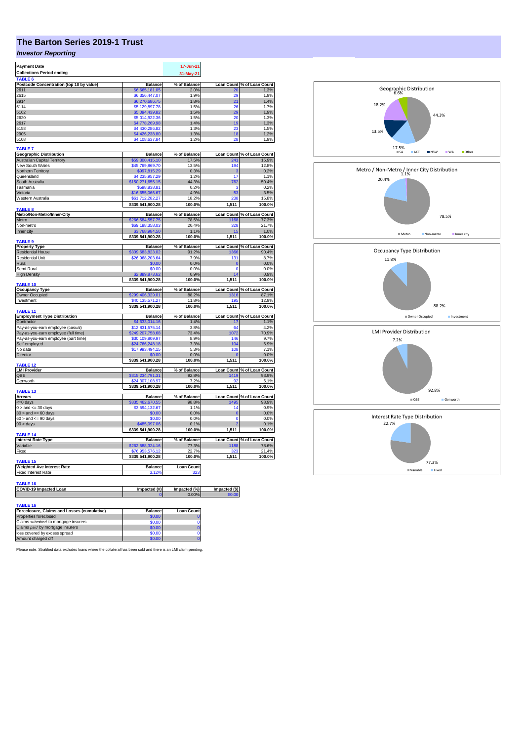# The Barton Series 2019-1 Trust

## *Investor Reporting*

| Payment Date | 17-Jun-21 |
|---|---|
| Collections Period ending | 31-May-21 |

**TABLE 6**

| Postcode Concentration (top 10 by value) | Balance | % of Balance | Loan Count | % of Loan Count |
|---|---|---|---|---|
| 2611 | $6,665,181.05 | 2.0% | 20 | 1.3% |
| 2615 | $6,356,447.07 | 1.9% | 29 | 1.9% |
| 2914 | $6,270,686.75 | 1.8% | 21 | 1.4% |
| 5114 | $5,129,897.78 | 1.5% | 26 | 1.7% |
| 5162 | $5,094,439.82 | 1.5% | 29 | 1.9% |
| 2620 | $5,014,922.36 | 1.5% | 20 | 1.3% |
| 2617 | $4,778,269.98 | 1.4% | 19 | 1.3% |
| 5158 | $4,430,286.82 | 1.3% | 23 | 1.5% |
| 2905 | $4,426,238.80 | 1.3% | 18 | 1.2% |
| 5108 | $4,108,637.84 | 1.2% | 28 | 1.9% |

**TABLE 7**

| Geographic Distribution | Balance | % of Balance | Loan Count | % of Loan Count |
|---|---|---|---|---|
| Australian Capital Territory | $59,300,415.10 | 17.5% | 241 | 15.9% |
| New South Wales | $45,769,869.70 | 13.5% | 194 | 12.8% |
| Northern Territory | $997,815.29 | 0.3% | 3 | 0.2% |
| Queensland | $4,235,957.29 | 1.2% | 17 | 1.1% |
| South Australia | $150,271,655.15 | 44.3% | 762 | 50.4% |
| Tasmania | $598,838.81 | 0.2% | 3 | 0.2% |
| Victoria | $16,655,066.67 | 4.9% | 53 | 3.5% |
| Western Australia | $61,712,282.27 | 18.2% | 238 | 15.8% |
| | $339,541,900.28 | 100.0% | 1,511 | 100.0% |

**TABLE 8**

| Metro/Non-Metro/Inner-City | Balance | % of Balance | Loan Count | % of Loan Count |
|---|---|---|---|---|
| Metro | $266,584,557.75 | 78.5% | 1168 | 77.3% |
| Non-metro | $69,188,358.03 | 20.4% | 328 | 21.7% |
| Inner city | $3,768,984.50 | 1.1% | 15 | 1.0% |
| | $339,541,900.28 | 100.0% | 1,511 | 100.0% |

**TABLE 9**

| Property Type | Balance | % of Balance | Loan Count | % of Loan Count |
|---|---|---|---|---|
| Residential House | $309,683,823.02 | 91.2% | 1366 | 90.4% |
| Residential Unit | $26,968,203.64 | 7.9% | 131 | 8.7% |
| Rural | $0.00 | 0.0% | 0 | 0.0% |
| Semi-Rural | $0.00 | 0.0% | 0 | 0.0% |
| High Density | $2,889,873.62 | 0.9% | 14 | 0.9% |
| | $339,541,900.28 | 100.0% | 1,511 | 100.0% |

**TABLE 10**

| Occupancy Type | Balance | % of Balance | Loan Count | % of Loan Count |
|---|---|---|---|---|
| Owner Occupied | $299,406,329.01 | 88.2% | 1316 | 87.1% |
| Investment | $40,135,571.27 | 11.8% | 195 | 12.9% |
| | $339,541,900.28 | 100.0% | 1,511 | 100.0% |

**TABLE 11**

| Employment Type Distribution | Balance | % of Balance | Loan Count | % of Loan Count |
|---|---|---|---|---|
| Contractor | $4,633,014.16 | 1.4% | 17 | 1.1% |
| Pay-as-you-earn employee (casual) | $12,831,575.14 | 3.8% | 64 | 4.2% |
| Pay-as-you-earn employee (full time) | $249,207,758.68 | 73.4% | 1072 | 70.9% |
| Pay-as-you-earn employee (part time) | $30,109,809.97 | 8.9% | 146 | 9.7% |
| Self employed | $24,766,248.18 | 7.3% | 104 | 6.9% |
| No data | $17,993,494.15 | 5.3% | 108 | 7.1% |
| Director | $0.00 | 0.0% | 0 | 0.0% |
| | $339,541,900.28 | 100.0% | 1,511 | 100.0% |

**TABLE 12**

| LMI Provider | Balance | % of Balance | Loan Count | % of Loan Count |
|---|---|---|---|---|
| QBE | $315,234,791.31 | 92.8% | 1419 | 93.9% |
| Genworth | $24,307,108.97 | 7.2% | 92 | 6.1% |
| | $339,541,900.28 | 100.0% | 1,511 | 100.0% |

**TABLE 13**

| Arrears | Balance | % of Balance | Loan Count | % of Loan Count |
|---|---|---|---|---|
| <=0 days | $335,462,670.55 | 98.8% | 1495 | 98.9% |
| 0 > and <= 30 days | $3,594,132.67 | 1.1% | 14 | 0.9% |
| 30 > and <= 60 days | $0.00 | 0.0% | 0 | 0.0% |
| 60 > and <= 90 days | $0.00 | 0.0% | 0 | 0.0% |
| 90 > days | $485,097.06 | 0.1% | 2 | 0.1% |
| | $339,541,900.28 | 100.0% | 1,511 | 100.0% |

**TABLE 14**

| Interest Rate Type | Balance | % of Balance | Loan Count | % of Loan Count |
|---|---|---|---|---|
| Variable | $262,588,324.16 | 77.3% | 1188 | 78.6% |
| Fixed | $76,953,576.12 | 22.7% | 323 | 21.4% |
| | $339,541,900.28 | 100.0% | 1,511 | 100.0% |

**TABLE 15**

| Weighted Ave Interest Rate | Balance | Loan Count |
|---|---|---|
| Fixed Interest Rate | 3.12% | 323 |

**TABLE 16**

| COVID-19 Impacted Loan | Impacted (#) | Impacted (%) | Impacted ($) |
|---|---|---|---|
| | 0 | 0.00% | $0.00 |

**TABLE 16**

| Foreclosure, Claims and Losses (cumulative) | Balance | Loan Count |
|---|---|---|
| Properties foreclosed | $0.00 | 0 |
| Claims *submitted* to mortgage insurers | $0.00 | 0 |
| Claims *paid* by mortgage insurers | $0.00 | 0 |
| loss covered by excess spread | $0.00 | 0 |
| Amount charged off | $0.00 | 0 |

Please note: Stratified data excludes loans where the collateral has been sold and there is an LMI claim pending.

**Geographic Distribution**

| SA | ACT | NSW | WA | Other |
|---|---|---|---|---|
| 44.3% | 17.5% | 13.5% | 18.2% | 6.6% |

**Metro / Non-Metro / Inner City Distribution**

| Metro | Non-metro | Inner city |
|---|---|---|
| 78.5% | 20.4% | 1.1% |

**Occupancy Type Distribution**

| Owner Occupied | Investment |
|---|---|
| 88.2% | 11.8% |

**LMI Provider Distribution**

| QBE | Genworth |
|---|---|
| 92.8% | 7.2% |

**Interest Rate Type Distribution**

| Variable | Fixed |
|---|---|
| 77.3% | 22.7% |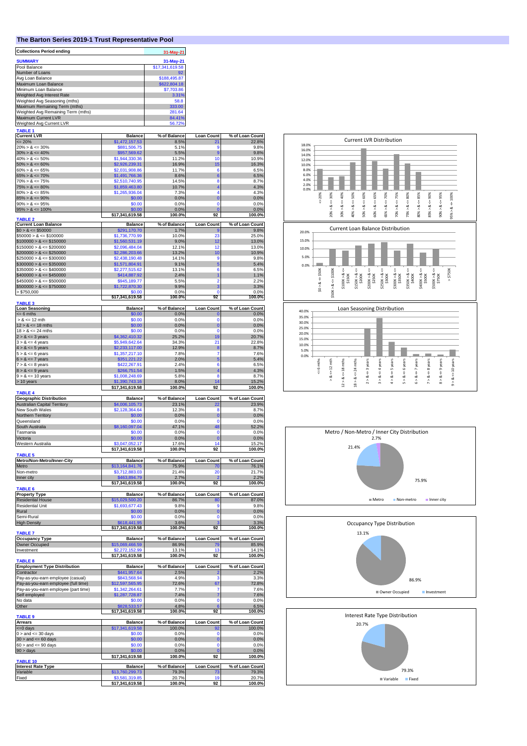# The Barton Series 2019-1 Trust Representative Pool

| Collections Period ending | 31-May-21 |
|---|---|

| SUMMARY | 31-May-21 |
|---|---|
| Pool Balance | $17,341,619.58 |
| Number of Loans | 92 |
| Avg Loan Balance | $188,495.87 |
| Maximum Loan Balance | $622,804.18 |
| Minimum Loan Balance | $7,703.86 |
| Weighted Avg Interest Rate | 3.31% |
| Weighted Avg Seasoning (mths) | 58.8 |
| Maximum Remaining Term (mths) | 333.00 |
| Weighted Avg Remaining Term (mths) | 281.64 |
| Maximum Current LVR | 84.41% |
| Weighted Avg Current LVR | 56.72% |

**TABLE 1**

| Current LVR | Balance | % of Balance | Loan Count | % of Loan Count |
|---|---|---|---|---|
| <= 20% | $1,472,157.53 | 8.5% | 21 | 22.8% |
| 20% > & <= 30% | $881,506.75 | 5.1% | 9 | 9.8% |
| 30% > & <= 40% | $957,569.62 | 5.5% | 9 | 9.8% |
| 40% > & <= 50% | $1,944,330.36 | 11.2% | 10 | 10.9% |
| 50% > & <= 60% | $2,926,239.31 | 16.9% | 15 | 16.3% |
| 60% > & <= 65% | $2,031,908.86 | 11.7% | 6 | 6.5% |
| 65% > & <= 70% | $1,491,766.36 | 8.6% | 6 | 6.5% |
| 70% > & <= 75% | $2,510,740.95 | 14.5% | 8 | 8.7% |
| 75% > & <= 80% | $1,859,463.80 | 10.7% | 4 | 4.3% |
| 80% > & <= 85% | $1,265,936.04 | 7.3% | 4 | 4.3% |
| 85% > & <= 90% | $0.00 | 0.0% | 0 | 0.0% |
| 90% > & <= 95% | $0.00 | 0.0% | 0 | 0.0% |
| 95% > & <= 100% | $0.00 | 0.0% | 0 | 0.0% |
| | $17,341,619.58 | 100.0% | 92 | 100.0% |

**TABLE 2**

| Current Loan Balance | Balance | % of Balance | Loan Count | % of Loan Count |
|---|---|---|---|---|
| $0 > & <= $50000 | $291,170.70 | 1.7% | 9 | 9.8% |
| $50000 > & <= $100000 | $1,736,770.99 | 10.0% | 23 | 25.0% |
| $100000 > & <= $150000 | $1,560,531.19 | 9.0% | 12 | 13.0% |
| $150000 > & <= $200000 | $2,096,484.04 | 12.1% | 12 | 13.0% |
| $200000 > & <= $250000 | $2,286,203.66 | 13.2% | 10 | 10.9% |
| $250000 > & <= $300000 | $2,438,190.48 | 14.1% | 9 | 9.8% |
| $300000 > & <= $350000 | $1,571,804.91 | 9.1% | 5 | 5.4% |
| $350000 > & <= $400000 | $2,277,515.62 | 13.1% | 6 | 6.5% |
| $400000 > & <= $450000 | $414,887.92 | 2.4% | 1 | 1.1% |
| $450000 > & <= $500000 | $945,189.77 | 5.5% | 2 | 2.2% |
| $500000 > & <= $750000 | $1,722,870.30 | 9.9% | 3 | 3.3% |
| > $750,000 | $0.00 | 0.0% | 0 | 0.0% |
| | $17,341,619.58 | 100.0% | 92 | 100.0% |

**TABLE 3**

| Loan Seasoning | Balance | % of Balance | Loan Count | % of Loan Count |
|---|---|---|---|---|
| <= 6 mths | $0.00 | 0.0% | 0 | 0.0% |
| > & <= 12 mth | $0.00 | 0.0% | 0 | 0.0% |
| 12 > & <= 18 mths | $0.00 | 0.0% | 0 | 0.0% |
| 18 > & <= 24 mths | $0.00 | 0.0% | 0 | 0.0% |
| 2 > & <= 3 years | $4,362,410.32 | 25.2% | 19 | 20.7% |
| 3 > & <= 4 years | $5,949,642.64 | 34.3% | 21 | 22.8% |
| 4 > & <= 5 years | $2,233,117.00 | 12.9% | 8 | 8.7% |
| 5 > & <= 6 years | $1,357,217.10 | 7.8% | 7 | 7.6% |
| 6 > & <= 7 years | $351,221.22 | 2.0% | 5 | 5.4% |
| 7 > & <= 8 years | $422,267.91 | 2.4% | 6 | 6.5% |
| 8 > & <= 9 years | $266,751.54 | 1.5% | 4 | 4.3% |
| 9 > & <= 10 years | $1,008,248.69 | 5.8% | 8 | 8.7% |
| > 10 years | $1,390,743.16 | 8.0% | 14 | 15.2% |
| | $17,341,619.58 | 100.0% | 92 | 100.0% |

**TABLE 4**

| Geographic Distribution | Balance | % of Balance | Loan Count | % of Loan Count |
|---|---|---|---|---|
| Australian Capital Territory | $4,006,105.73 | 23.1% | 22 | 23.9% |
| New South Wales | $2,128,364.64 | 12.3% | 8 | 8.7% |
| Northern Territory | $0.00 | 0.0% | 0 | 0.0% |
| Queensland | $0.00 | 0.0% | 0 | 0.0% |
| South Australia | $8,160,097.04 | 47.1% | 48 | 52.2% |
| Tasmania | $0.00 | 0.0% | 0 | 0.0% |
| Victoria | $0.00 | 0.0% | 0 | 0.0% |
| Western Australia | $3,047,052.17 | 17.6% | 14 | 15.2% |
| | $17,341,619.58 | 100.0% | 92 | 100.0% |

**TABLE 5**

| Metro/Non-Metro/Inner-City | Balance | % of Balance | Loan Count | % of Loan Count |
|---|---|---|---|---|
| Metro | $13,164,841.76 | 75.9% | 70 | 76.1% |
| Non-metro | $3,712,883.03 | 21.4% | 20 | 21.7% |
| Inner city | $463,894.79 | 2.7% | 2 | 2.2% |
| | $17,341,619.58 | 100.0% | 92 | 100.0% |

**TABLE 6**

| Property Type | Balance | % of Balance | Loan Count | % of Loan Count |
|---|---|---|---|---|
| Residential House | $15,029,500.20 | 86.7% | 80 | 87.0% |
| Residential Unit | $1,693,677.43 | 9.8% | 9 | 9.8% |
| Rural | $0.00 | 0.0% | 0 | 0.0% |
| Semi-Rural | $0.00 | 0.0% | 0 | 0.0% |
| High Density | $618,441.95 | 3.6% | 3 | 3.3% |
| | $17,341,619.58 | 100.0% | 92 | 100.0% |

**TABLE 7**

| Occupancy Type | Balance | % of Balance | Loan Count | % of Loan Count |
|---|---|---|---|---|
| Owner Occupied | $15,069,466.59 | 86.9% | 79 | 85.9% |
| Investment | $2,272,152.99 | 13.1% | 13 | 14.1% |
| | $17,341,619.58 | 100.0% | 92 | 100.0% |

**TABLE 8**

| Employment Type Distribution | Balance | % of Balance | Loan Count | % of Loan Count |
|---|---|---|---|---|
| Contractor | $441,957.64 | 2.5% | 2 | 2.2% |
| Pay-as-you-earn employee (casual) | $843,568.94 | 4.9% | 3 | 3.3% |
| Pay-as-you-earn employee (full time) | $12,597,565.95 | 72.6% | 67 | 72.8% |
| Pay-as-you-earn employee (part time) | $1,342,264.61 | 7.7% | 7 | 7.6% |
| Self employed | $1,287,728.87 | 7.4% | 7 | 7.6% |
| No data | $0.00 | 0.0% | 0 | 0.0% |
| Other | $828,533.57 | 4.8% | 6 | 6.5% |
| | $17,341,619.58 | 100.0% | 92 | 100.0% |

**TABLE 9**

| Arrears | Balance | % of Balance | Loan Count | % of Loan Count |
|---|---|---|---|---|
| <=0 days | $17,341,619.58 | 100.0% | 92 | 100.0% |
| 0 > and <= 30 days | $0.00 | 0.0% | 0 | 0.0% |
| 30 > and <= 60 days | $0.00 | 0.0% | 0 | 0.0% |
| 60 > and <= 90 days | $0.00 | 0.0% | 0 | 0.0% |
| 90 > days | $0.00 | 0.0% | 0 | 0.0% |
| | $17,341,619.58 | 100.0% | 92 | 100.0% |

**TABLE 10**

| Interest Rate Type | Balance | % of Balance | Loan Count | % of Loan Count |
|---|---|---|---|---|
| Variable | $13,760,299.73 | 79.3% | 73 | 79.3% |
| Fixed | $3,581,319.85 | 20.7% | 19 | 20.7% |
| | $17,341,619.58 | 100.0% | 92 | 100.0% |

Current LVR Distribution

Current Loan Balance Distribution

Loan Seasoning Distribution

Metro / Non-Metro / Inner City Distribution
75.9%
21.4%
2.7%
Metro Non-metro Inner city

Occupancy Type Distribution
86.9%
13.1%
Owner Occupied Investment

Interest Rate Type Distribution
79.3%
20.7%
Variable Fixed